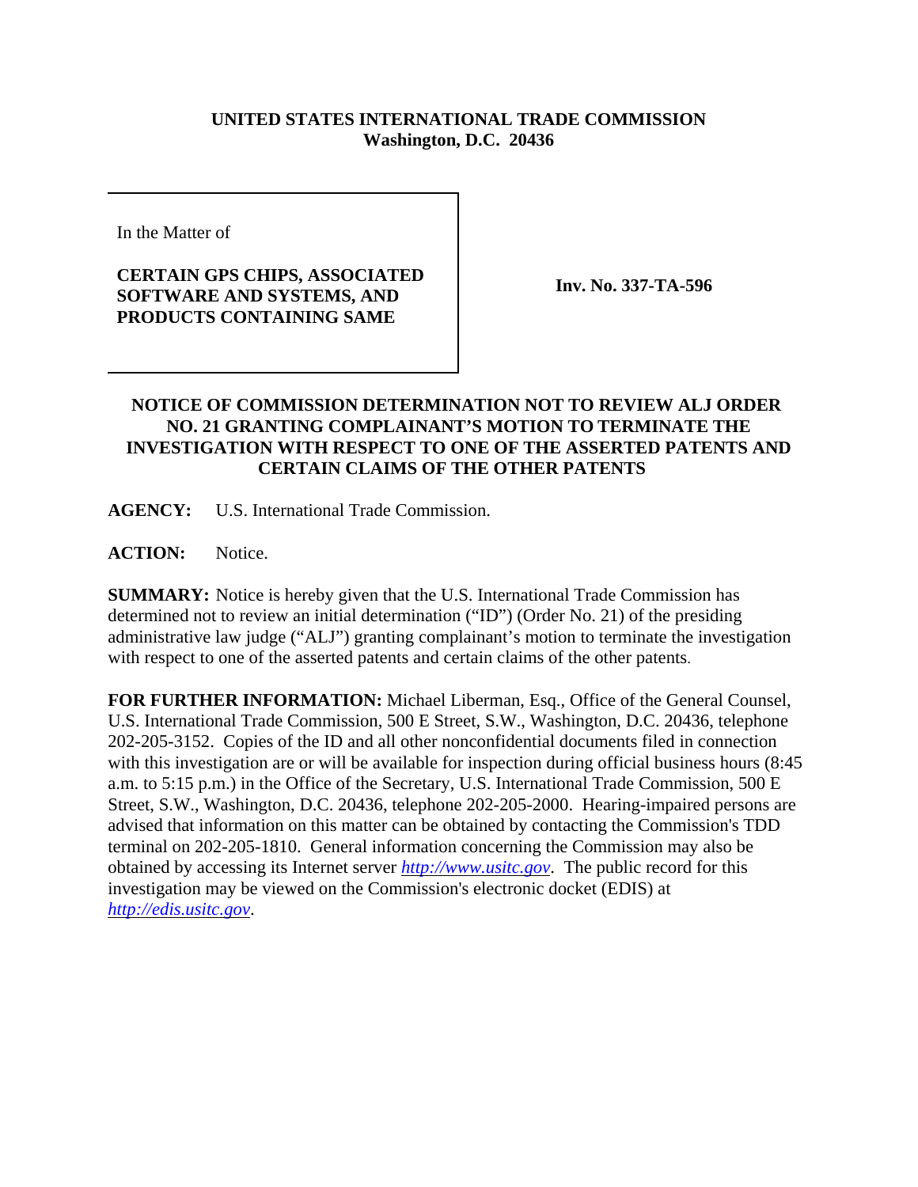**UNITED STATES INTERNATIONAL TRADE COMMISSION**
**Washington, D.C. 20436**

In the Matter of

**CERTAIN GPS CHIPS, ASSOCIATED SOFTWARE AND SYSTEMS, AND PRODUCTS CONTAINING SAME**

**Inv. No. 337-TA-596**

**NOTICE OF COMMISSION DETERMINATION NOT TO REVIEW ALJ ORDER NO. 21 GRANTING COMPLAINANT'S MOTION TO TERMINATE THE INVESTIGATION WITH RESPECT TO ONE OF THE ASSERTED PATENTS AND CERTAIN CLAIMS OF THE OTHER PATENTS**

**AGENCY:** U.S. International Trade Commission.

**ACTION:** Notice.

**SUMMARY:** Notice is hereby given that the U.S. International Trade Commission has determined not to review an initial determination ("ID") (Order No. 21) of the presiding administrative law judge ("ALJ") granting complainant's motion to terminate the investigation with respect to one of the asserted patents and certain claims of the other patents.

**FOR FURTHER INFORMATION:** Michael Liberman, Esq., Office of the General Counsel, U.S. International Trade Commission, 500 E Street, S.W., Washington, D.C. 20436, telephone 202-205-3152. Copies of the ID and all other nonconfidential documents filed in connection with this investigation are or will be available for inspection during official business hours (8:45 a.m. to 5:15 p.m.) in the Office of the Secretary, U.S. International Trade Commission, 500 E Street, S.W., Washington, D.C. 20436, telephone 202-205-2000. Hearing-impaired persons are advised that information on this matter can be obtained by contacting the Commission's TDD terminal on 202-205-1810. General information concerning the Commission may also be obtained by accessing its Internet server *http://www.usitc.gov*. The public record for this investigation may be viewed on the Commission's electronic docket (EDIS) at *http://edis.usitc.gov*.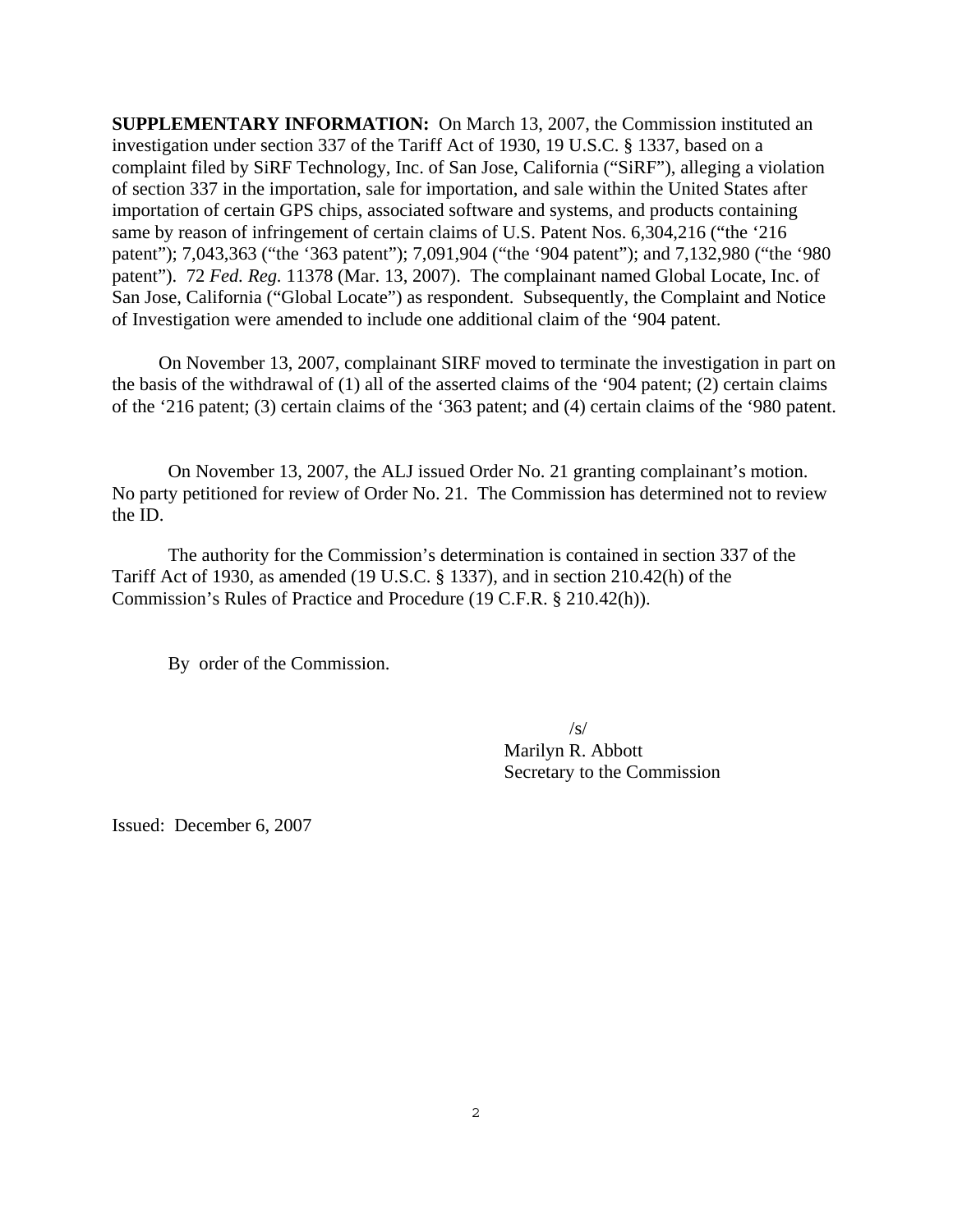**SUPPLEMENTARY INFORMATION:** On March 13, 2007, the Commission instituted an investigation under section 337 of the Tariff Act of 1930, 19 U.S.C. § 1337, based on a complaint filed by SiRF Technology, Inc. of San Jose, California ("SiRF"), alleging a violation of section 337 in the importation, sale for importation, and sale within the United States after importation of certain GPS chips, associated software and systems, and products containing same by reason of infringement of certain claims of U.S. Patent Nos. 6,304,216 ("the '216 patent"); 7,043,363 ("the '363 patent"); 7,091,904 ("the '904 patent"); and 7,132,980 ("the '980 patent"). 72 *Fed. Reg.* 11378 (Mar. 13, 2007). The complainant named Global Locate, Inc. of San Jose, California ("Global Locate") as respondent. Subsequently, the Complaint and Notice of Investigation were amended to include one additional claim of the '904 patent.

On November 13, 2007, complainant SIRF moved to terminate the investigation in part on the basis of the withdrawal of (1) all of the asserted claims of the '904 patent; (2) certain claims of the '216 patent; (3) certain claims of the '363 patent; and (4) certain claims of the '980 patent.

On November 13, 2007, the ALJ issued Order No. 21 granting complainant's motion. No party petitioned for review of Order No. 21. The Commission has determined not to review the ID.

The authority for the Commission's determination is contained in section 337 of the Tariff Act of 1930, as amended (19 U.S.C. § 1337), and in section 210.42(h) of the Commission's Rules of Practice and Procedure (19 C.F.R. § 210.42(h)).

By order of the Commission.

/s/
Marilyn R. Abbott
Secretary to the Commission

Issued: December 6, 2007